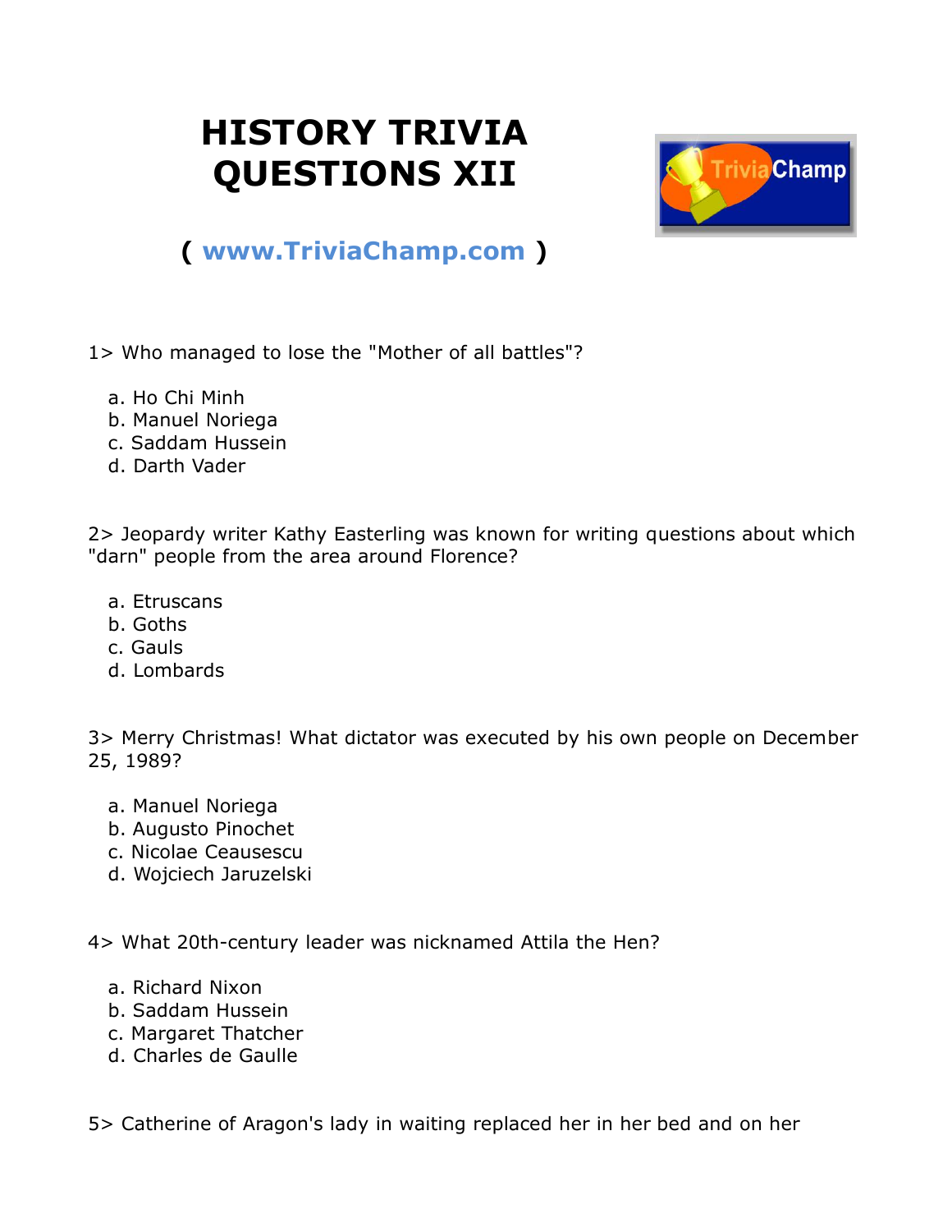# HISTORY TRIVIA QUESTIONS XII

( www.TriviaChamp.com )

1> Who managed to lose the "Mother of all battles"?

a. Ho Chi Minh
b. Manuel Noriega
c. Saddam Hussein
d. Darth Vader

2> Jeopardy writer Kathy Easterling was known for writing questions about which "darn" people from the area around Florence?

a. Etruscans
b. Goths
c. Gauls
d. Lombards

3> Merry Christmas! What dictator was executed by his own people on December 25, 1989?

a. Manuel Noriega
b. Augusto Pinochet
c. Nicolae Ceausescu
d. Wojciech Jaruzelski

4> What 20th-century leader was nicknamed Attila the Hen?

a. Richard Nixon
b. Saddam Hussein
c. Margaret Thatcher
d. Charles de Gaulle

5> Catherine of Aragon's lady in waiting replaced her in her bed and on her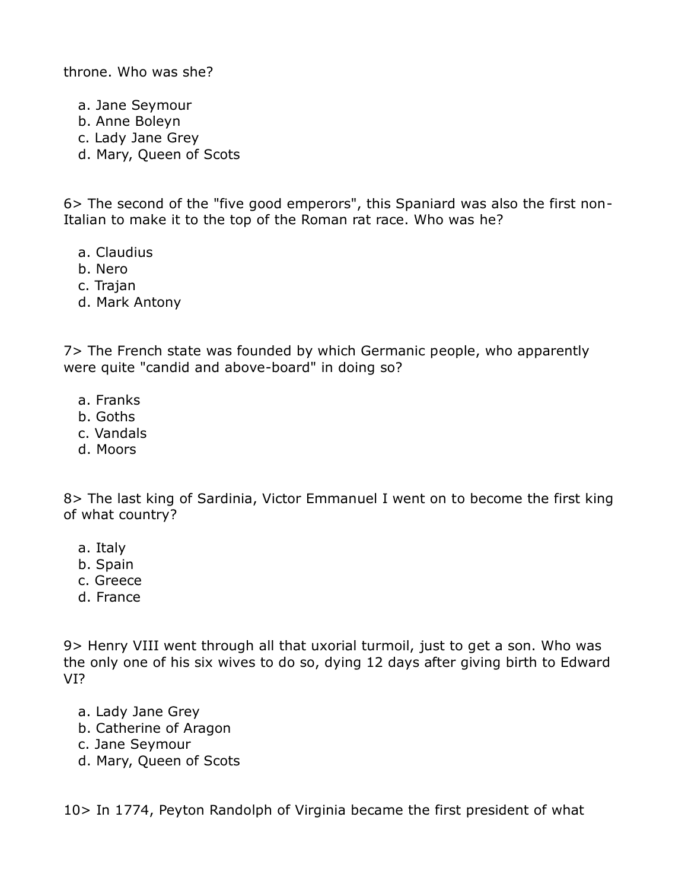throne. Who was she?

a. Jane Seymour
b. Anne Boleyn
c. Lady Jane Grey
d. Mary, Queen of Scots

6> The second of the "five good emperors", this Spaniard was also the first non-Italian to make it to the top of the Roman rat race. Who was he?

a. Claudius
b. Nero
c. Trajan
d. Mark Antony

7> The French state was founded by which Germanic people, who apparently were quite "candid and above-board" in doing so?

a. Franks
b. Goths
c. Vandals
d. Moors

8> The last king of Sardinia, Victor Emmanuel I went on to become the first king of what country?

a. Italy
b. Spain
c. Greece
d. France

9> Henry VIII went through all that uxorial turmoil, just to get a son. Who was the only one of his six wives to do so, dying 12 days after giving birth to Edward VI?

a. Lady Jane Grey
b. Catherine of Aragon
c. Jane Seymour
d. Mary, Queen of Scots

10> In 1774, Peyton Randolph of Virginia became the first president of what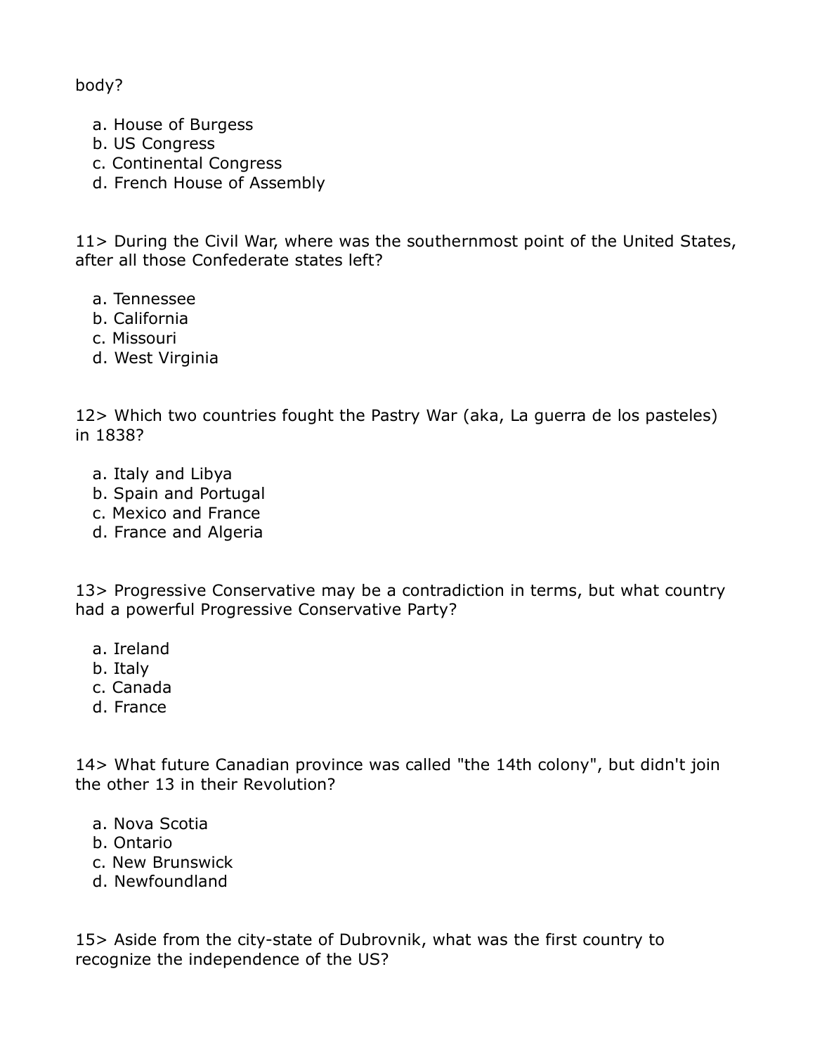body?

a. House of Burgess
b. US Congress
c. Continental Congress
d. French House of Assembly

11> During the Civil War, where was the southernmost point of the United States, after all those Confederate states left?

a. Tennessee
b. California
c. Missouri
d. West Virginia

12> Which two countries fought the Pastry War (aka, La guerra de los pasteles) in 1838?

a. Italy and Libya
b. Spain and Portugal
c. Mexico and France
d. France and Algeria

13> Progressive Conservative may be a contradiction in terms, but what country had a powerful Progressive Conservative Party?

a. Ireland
b. Italy
c. Canada
d. France

14> What future Canadian province was called "the 14th colony", but didn't join the other 13 in their Revolution?

a. Nova Scotia
b. Ontario
c. New Brunswick
d. Newfoundland

15> Aside from the city-state of Dubrovnik, what was the first country to recognize the independence of the US?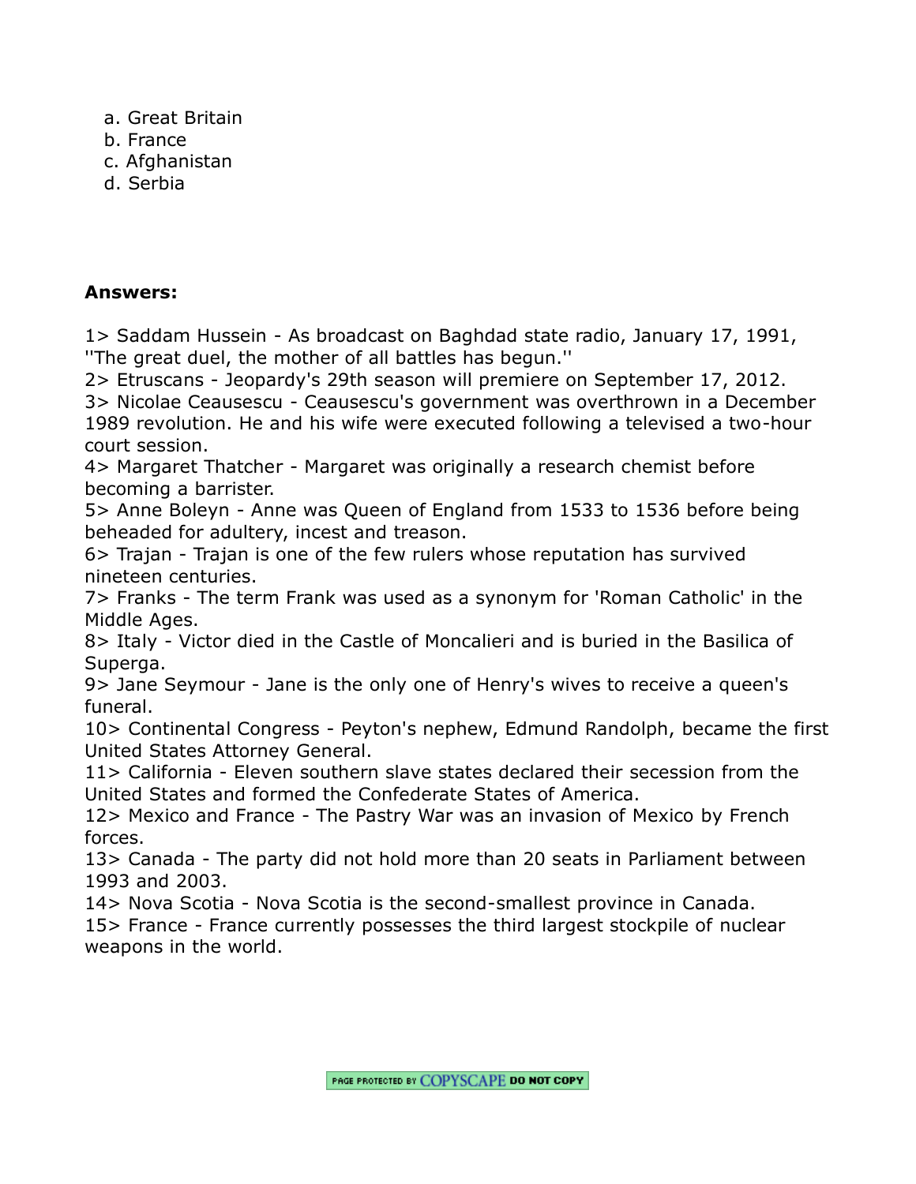a. Great Britain
b. France
c. Afghanistan
d. Serbia

**Answers:**

1> Saddam Hussein - As broadcast on Baghdad state radio, January 17, 1991, ''The great duel, the mother of all battles has begun.''
2> Etruscans - Jeopardy's 29th season will premiere on September 17, 2012.
3> Nicolae Ceausescu - Ceausescu's government was overthrown in a December 1989 revolution. He and his wife were executed following a televised a two-hour court session.
4> Margaret Thatcher - Margaret was originally a research chemist before becoming a barrister.
5> Anne Boleyn - Anne was Queen of England from 1533 to 1536 before being beheaded for adultery, incest and treason.
6> Trajan - Trajan is one of the few rulers whose reputation has survived nineteen centuries.
7> Franks - The term Frank was used as a synonym for 'Roman Catholic' in the Middle Ages.
8> Italy - Victor died in the Castle of Moncalieri and is buried in the Basilica of Superga.
9> Jane Seymour - Jane is the only one of Henry's wives to receive a queen's funeral.
10> Continental Congress - Peyton's nephew, Edmund Randolph, became the first United States Attorney General.
11> California - Eleven southern slave states declared their secession from the United States and formed the Confederate States of America.
12> Mexico and France - The Pastry War was an invasion of Mexico by French forces.
13> Canada - The party did not hold more than 20 seats in Parliament between 1993 and 2003.
14> Nova Scotia - Nova Scotia is the second-smallest province in Canada.
15> France - France currently possesses the third largest stockpile of nuclear weapons in the world.

PAGE PROTECTED BY COPYSCAPE DO NOT COPY